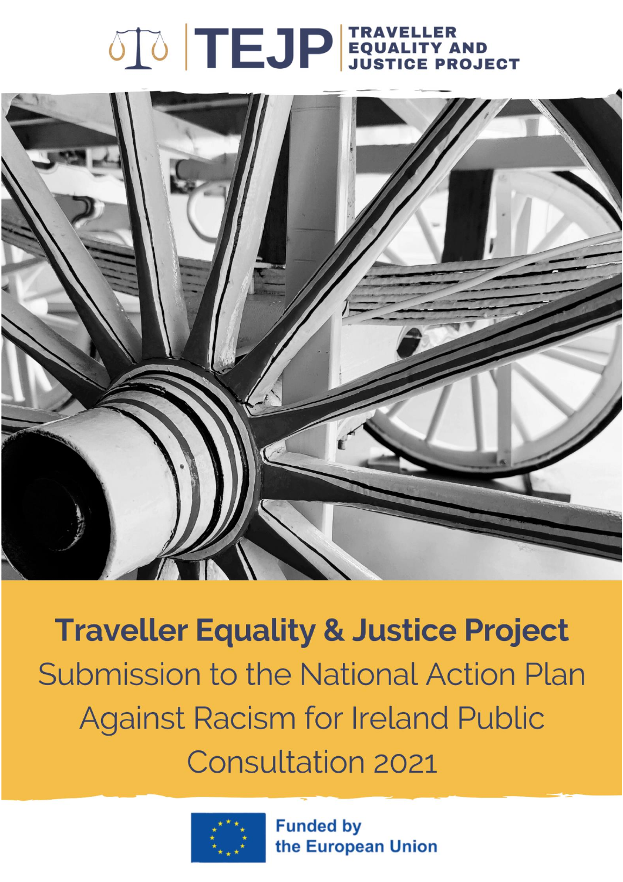TEJP | TRAVELLER EQUALITY AND JUSTICE PROJECT

# Traveller Equality & Justice Project

## Submission to the National Action Plan Against Racism for Ireland Public Consultation 2021

Funded by the European Union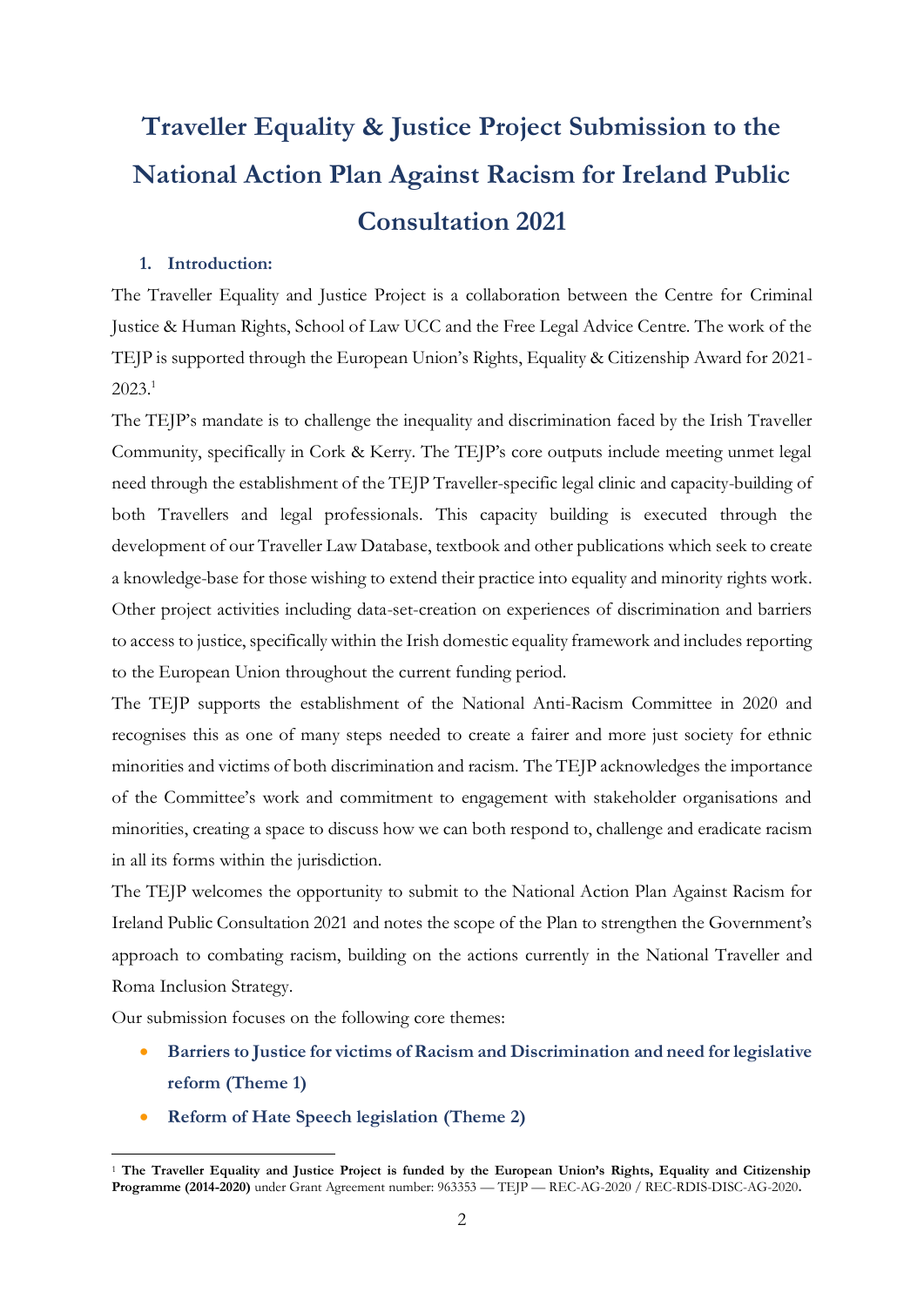# Traveller Equality & Justice Project Submission to the National Action Plan Against Racism for Ireland Public Consultation 2021

## 1. Introduction:

The Traveller Equality and Justice Project is a collaboration between the Centre for Criminal Justice & Human Rights, School of Law UCC and the Free Legal Advice Centre. The work of the TEJP is supported through the European Union's Rights, Equality & Citizenship Award for 2021-2023.[1]

The TEJP's mandate is to challenge the inequality and discrimination faced by the Irish Traveller Community, specifically in Cork & Kerry. The TEJP's core outputs include meeting unmet legal need through the establishment of the TEJP Traveller-specific legal clinic and capacity-building of both Travellers and legal professionals. This capacity building is executed through the development of our Traveller Law Database, textbook and other publications which seek to create a knowledge-base for those wishing to extend their practice into equality and minority rights work. Other project activities including data-set-creation on experiences of discrimination and barriers to access to justice, specifically within the Irish domestic equality framework and includes reporting to the European Union throughout the current funding period.

The TEJP supports the establishment of the National Anti-Racism Committee in 2020 and recognises this as one of many steps needed to create a fairer and more just society for ethnic minorities and victims of both discrimination and racism. The TEJP acknowledges the importance of the Committee's work and commitment to engagement with stakeholder organisations and minorities, creating a space to discuss how we can both respond to, challenge and eradicate racism in all its forms within the jurisdiction.

The TEJP welcomes the opportunity to submit to the National Action Plan Against Racism for Ireland Public Consultation 2021 and notes the scope of the Plan to strengthen the Government's approach to combating racism, building on the actions currently in the National Traveller and Roma Inclusion Strategy.

Our submission focuses on the following core themes:

- **Barriers to Justice for victims of Racism and Discrimination and need for legislative reform (Theme 1)**
- **Reform of Hate Speech legislation (Theme 2)**

[1] **The Traveller Equality and Justice Project is funded by the European Union's Rights, Equality and Citizenship Programme (2014-2020)** under Grant Agreement number: 963353 — TEJP — REC-AG-2020 / REC-RDIS-DISC-AG-2020**.**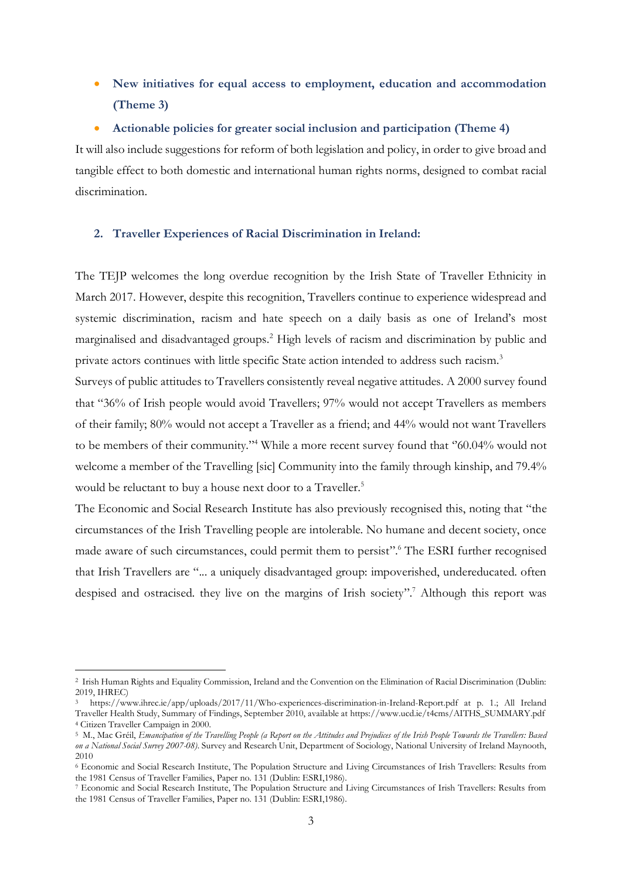- **New initiatives for equal access to employment, education and accommodation (Theme 3)**
- **Actionable policies for greater social inclusion and participation (Theme 4)**

It will also include suggestions for reform of both legislation and policy, in order to give broad and tangible effect to both domestic and international human rights norms, designed to combat racial discrimination.

## 2. Traveller Experiences of Racial Discrimination in Ireland:

The TEJP welcomes the long overdue recognition by the Irish State of Traveller Ethnicity in March 2017. However, despite this recognition, Travellers continue to experience widespread and systemic discrimination, racism and hate speech on a daily basis as one of Ireland's most marginalised and disadvantaged groups.[2] High levels of racism and discrimination by public and private actors continues with little specific State action intended to address such racism.[3]

Surveys of public attitudes to Travellers consistently reveal negative attitudes. A 2000 survey found that "36% of Irish people would avoid Travellers; 97% would not accept Travellers as members of their family; 80% would not accept a Traveller as a friend; and 44% would not want Travellers to be members of their community."[4] While a more recent survey found that "60.04% would not welcome a member of the Travelling [sic] Community into the family through kinship, and 79.4% would be reluctant to buy a house next door to a Traveller.[5]

The Economic and Social Research Institute has also previously recognised this, noting that "the circumstances of the Irish Travelling people are intolerable. No humane and decent society, once made aware of such circumstances, could permit them to persist".[6] The ESRI further recognised that Irish Travellers are "... a uniquely disadvantaged group: impoverished, undereducated. often despised and ostracised. they live on the margins of Irish society".[7] Although this report was

---

[2] Irish Human Rights and Equality Commission, Ireland and the Convention on the Elimination of Racial Discrimination (Dublin: 2019, IHREC)

[3] https://www.ihrec.ie/app/uploads/2017/11/Who-experiences-discrimination-in-Ireland-Report.pdf at p. 1.; All Ireland Traveller Health Study, Summary of Findings, September 2010, available at https://www.ucd.ie/t4cms/AITHS_SUMMARY.pdf

[4] Citizen Traveller Campaign in 2000.

[5] M., Mac Gréil, *Emancipation of the Travelling People (a Report on the Attitudes and Prejudices of the Irish People Towards the Travellers: Based on a National Social Survey 2007-08)*. Survey and Research Unit, Department of Sociology, National University of Ireland Maynooth, 2010

[6] Economic and Social Research Institute, The Population Structure and Living Circumstances of Irish Travellers: Results from the 1981 Census of Traveller Families, Paper no. 131 (Dublin: ESRI,1986).

[7] Economic and Social Research Institute, The Population Structure and Living Circumstances of Irish Travellers: Results from the 1981 Census of Traveller Families, Paper no. 131 (Dublin: ESRI,1986).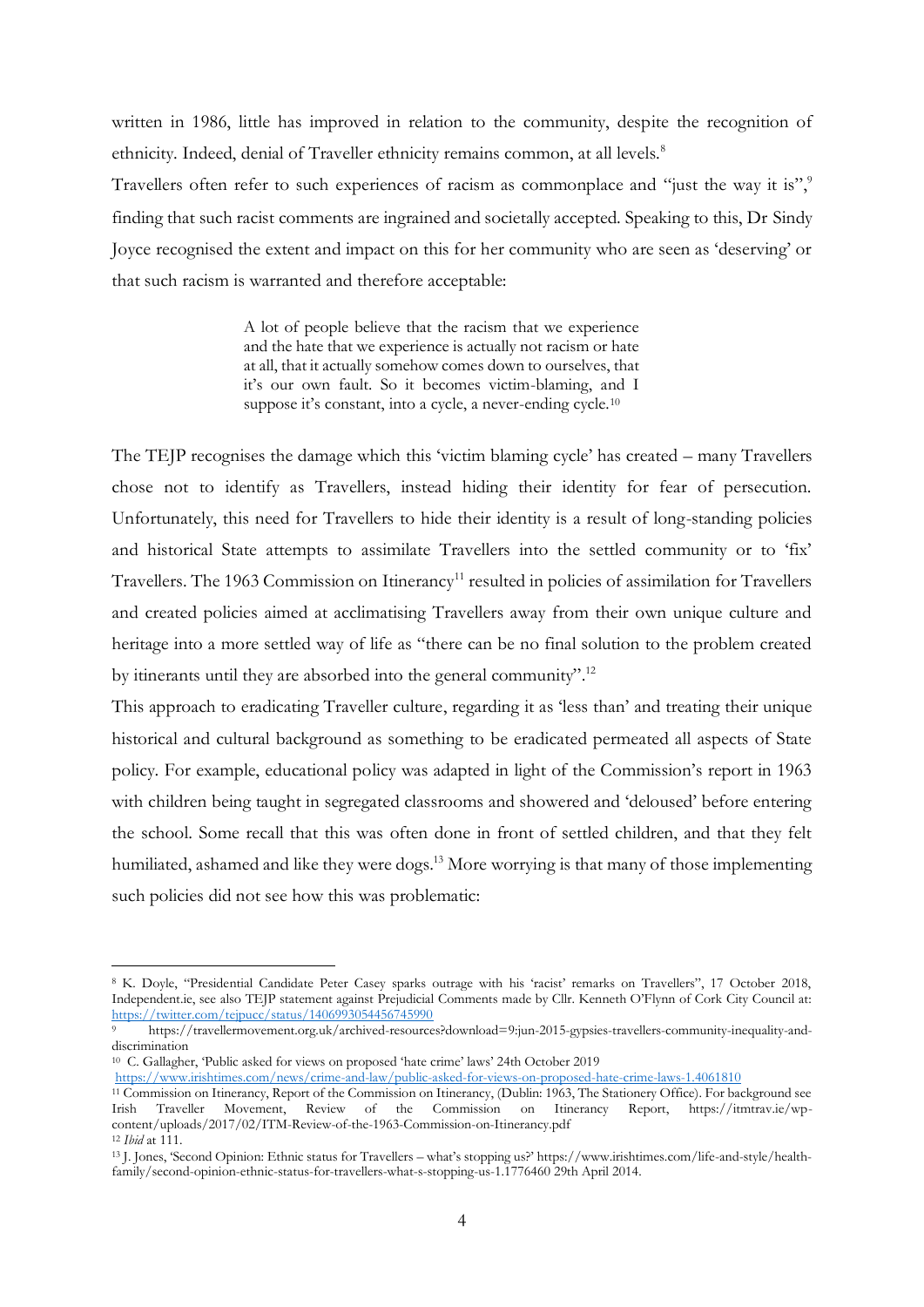written in 1986, little has improved in relation to the community, despite the recognition of ethnicity. Indeed, denial of Traveller ethnicity remains common, at all levels.[8]

Travellers often refer to such experiences of racism as commonplace and "just the way it is",[9] finding that such racist comments are ingrained and societally accepted. Speaking to this, Dr Sindy Joyce recognised the extent and impact on this for her community who are seen as 'deserving' or that such racism is warranted and therefore acceptable:

> A lot of people believe that the racism that we experience and the hate that we experience is actually not racism or hate at all, that it actually somehow comes down to ourselves, that it's our own fault. So it becomes victim-blaming, and I suppose it's constant, into a cycle, a never-ending cycle.[10]

The TEJP recognises the damage which this 'victim blaming cycle' has created – many Travellers chose not to identify as Travellers, instead hiding their identity for fear of persecution. Unfortunately, this need for Travellers to hide their identity is a result of long-standing policies and historical State attempts to assimilate Travellers into the settled community or to 'fix' Travellers. The 1963 Commission on Itinerancy[11] resulted in policies of assimilation for Travellers and created policies aimed at acclimatising Travellers away from their own unique culture and heritage into a more settled way of life as "there can be no final solution to the problem created by itinerants until they are absorbed into the general community".[12]

This approach to eradicating Traveller culture, regarding it as 'less than' and treating their unique historical and cultural background as something to be eradicated permeated all aspects of State policy. For example, educational policy was adapted in light of the Commission's report in 1963 with children being taught in segregated classrooms and showered and 'deloused' before entering the school. Some recall that this was often done in front of settled children, and that they felt humiliated, ashamed and like they were dogs.[13] More worrying is that many of those implementing such policies did not see how this was problematic:

---

[8] K. Doyle, "Presidential Candidate Peter Casey sparks outrage with his 'racist' remarks on Travellers", 17 October 2018, Independent.ie, see also TEJP statement against Prejudicial Comments made by Cllr. Kenneth O'Flynn of Cork City Council at: https://twitter.com/tejpucc/status/1406993054456745990

[9] https://travellermovement.org.uk/archived-resources?download=9:jun-2015-gypsies-travellers-community-inequality-and-discrimination

[10] C. Gallagher, 'Public asked for views on proposed 'hate crime' laws' 24th October 2019 https://www.irishtimes.com/news/crime-and-law/public-asked-for-views-on-proposed-hate-crime-laws-1.4061810

[11] Commission on Itinerancy, Report of the Commission on Itinerancy, (Dublin: 1963, The Stationery Office). For background see Irish Traveller Movement, Review of the Commission on Itinerancy Report, https://itmtrav.ie/wp-content/uploads/2017/02/ITM-Review-of-the-1963-Commission-on-Itinerancy.pdf

[12] *Ibid* at 111.

[13] J. Jones, 'Second Opinion: Ethnic status for Travellers – what's stopping us?' https://www.irishtimes.com/life-and-style/health-family/second-opinion-ethnic-status-for-travellers-what-s-stopping-us-1.1776460 29th April 2014.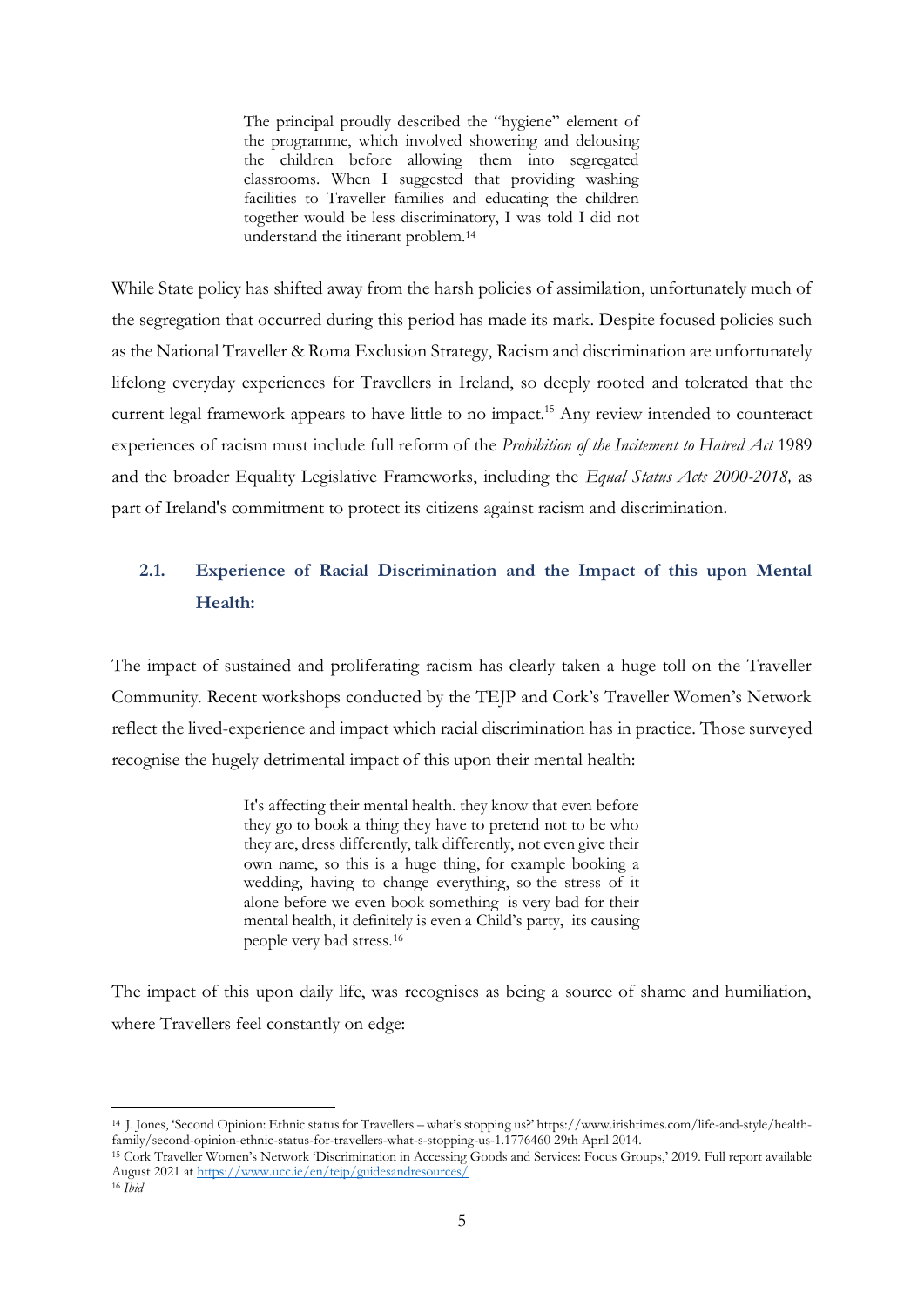> The principal proudly described the "hygiene" element of the programme, which involved showering and delousing the children before allowing them into segregated classrooms. When I suggested that providing washing facilities to Traveller families and educating the children together would be less discriminatory, I was told I did not understand the itinerant problem.[14]

While State policy has shifted away from the harsh policies of assimilation, unfortunately much of the segregation that occurred during this period has made its mark. Despite focused policies such as the National Traveller & Roma Exclusion Strategy, Racism and discrimination are unfortunately lifelong everyday experiences for Travellers in Ireland, so deeply rooted and tolerated that the current legal framework appears to have little to no impact.[15] Any review intended to counteract experiences of racism must include full reform of the *Prohibition of the Incitement to Hatred Act* 1989 and the broader Equality Legislative Frameworks, including the *Equal Status Acts 2000-2018,* as part of Ireland's commitment to protect its citizens against racism and discrimination.

## 2.1. Experience of Racial Discrimination and the Impact of this upon Mental Health:

The impact of sustained and proliferating racism has clearly taken a huge toll on the Traveller Community. Recent workshops conducted by the TEJP and Cork's Traveller Women's Network reflect the lived-experience and impact which racial discrimination has in practice. Those surveyed recognise the hugely detrimental impact of this upon their mental health:

> It's affecting their mental health. they know that even before they go to book a thing they have to pretend not to be who they are, dress differently, talk differently, not even give their own name, so this is a huge thing, for example booking a wedding, having to change everything, so the stress of it alone before we even book something is very bad for their mental health, it definitely is even a Child's party, its causing people very bad stress.[16]

The impact of this upon daily life, was recognises as being a source of shame and humiliation, where Travellers feel constantly on edge:

---

[14] J. Jones, 'Second Opinion: Ethnic status for Travellers – what's stopping us?' https://www.irishtimes.com/life-and-style/health-family/second-opinion-ethnic-status-for-travellers-what-s-stopping-us-1.1776460 29th April 2014.

[15] Cork Traveller Women's Network 'Discrimination in Accessing Goods and Services: Focus Groups,' 2019. Full report available August 2021 at https://www.ucc.ie/en/tejp/guidesandresources/

[16] *Ibid*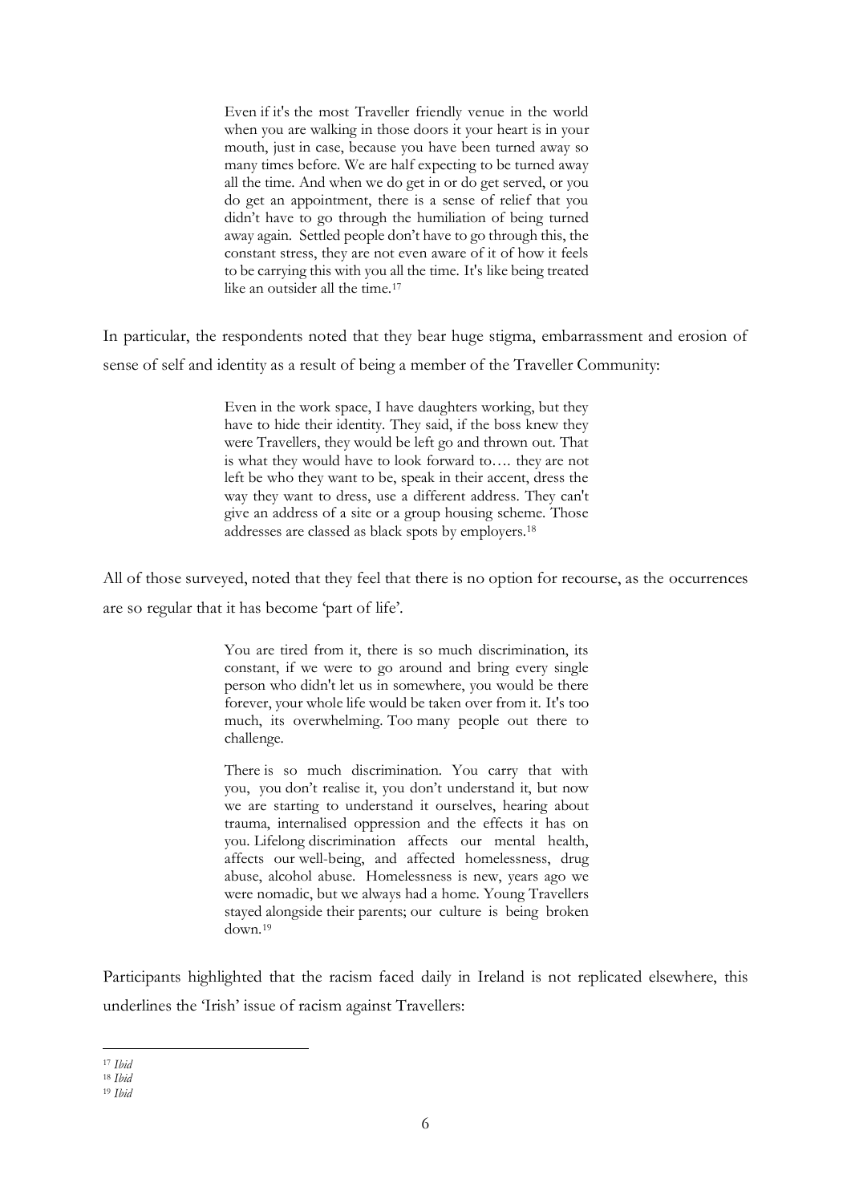> Even if it's the most Traveller friendly venue in the world when you are walking in those doors it your heart is in your mouth, just in case, because you have been turned away so many times before. We are half expecting to be turned away all the time. And when we do get in or do get served, or you do get an appointment, there is a sense of relief that you didn't have to go through the humiliation of being turned away again. Settled people don't have to go through this, the constant stress, they are not even aware of it of how it feels to be carrying this with you all the time. It's like being treated like an outsider all the time.[17]

In particular, the respondents noted that they bear huge stigma, embarrassment and erosion of sense of self and identity as a result of being a member of the Traveller Community:

> Even in the work space, I have daughters working, but they have to hide their identity. They said, if the boss knew they were Travellers, they would be left go and thrown out. That is what they would have to look forward to…. they are not left be who they want to be, speak in their accent, dress the way they want to dress, use a different address. They can't give an address of a site or a group housing scheme. Those addresses are classed as black spots by employers.[18]

All of those surveyed, noted that they feel that there is no option for recourse, as the occurrences are so regular that it has become 'part of life'.

> You are tired from it, there is so much discrimination, its constant, if we were to go around and bring every single person who didn't let us in somewhere, you would be there forever, your whole life would be taken over from it. It's too much, its overwhelming. Too many people out there to challenge.
>
> There is so much discrimination. You carry that with you, you don't realise it, you don't understand it, but now we are starting to understand it ourselves, hearing about trauma, internalised oppression and the effects it has on you. Lifelong discrimination affects our mental health, affects our well-being, and affected homelessness, drug abuse, alcohol abuse. Homelessness is new, years ago we were nomadic, but we always had a home. Young Travellers stayed alongside their parents; our culture is being broken down.[19]

Participants highlighted that the racism faced daily in Ireland is not replicated elsewhere, this underlines the 'Irish' issue of racism against Travellers:

---

[17] *Ibid*

[18] *Ibid*

[19] *Ibid*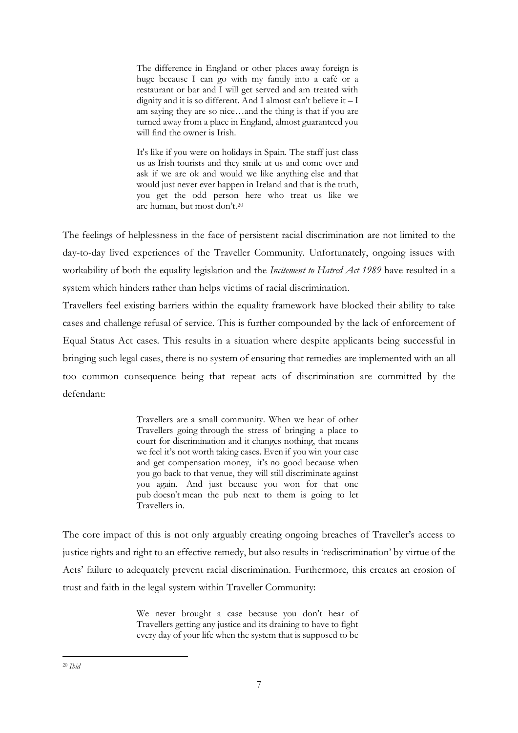> The difference in England or other places away foreign is huge because I can go with my family into a café or a restaurant or bar and I will get served and am treated with dignity and it is so different. And I almost can't believe it – I am saying they are so nice…and the thing is that if you are turned away from a place in England, almost guaranteed you will find the owner is Irish.
>
> It's like if you were on holidays in Spain. The staff just class us as Irish tourists and they smile at us and come over and ask if we are ok and would we like anything else and that would just never ever happen in Ireland and that is the truth, you get the odd person here who treat us like we are human, but most don't.[20]

The feelings of helplessness in the face of persistent racial discrimination are not limited to the day-to-day lived experiences of the Traveller Community. Unfortunately, ongoing issues with workability of both the equality legislation and the *Incitement to Hatred Act 1989* have resulted in a system which hinders rather than helps victims of racial discrimination.

Travellers feel existing barriers within the equality framework have blocked their ability to take cases and challenge refusal of service. This is further compounded by the lack of enforcement of Equal Status Act cases. This results in a situation where despite applicants being successful in bringing such legal cases, there is no system of ensuring that remedies are implemented with an all too common consequence being that repeat acts of discrimination are committed by the defendant:

> Travellers are a small community. When we hear of other Travellers going through the stress of bringing a place to court for discrimination and it changes nothing, that means we feel it's not worth taking cases. Even if you win your case and get compensation money, it's no good because when you go back to that venue, they will still discriminate against you again. And just because you won for that one pub doesn't mean the pub next to them is going to let Travellers in.

The core impact of this is not only arguably creating ongoing breaches of Traveller's access to justice rights and right to an effective remedy, but also results in 'rediscrimination' by virtue of the Acts' failure to adequately prevent racial discrimination. Furthermore, this creates an erosion of trust and faith in the legal system within Traveller Community:

> We never brought a case because you don't hear of Travellers getting any justice and its draining to have to fight every day of your life when the system that is supposed to be

[20] *Ibid*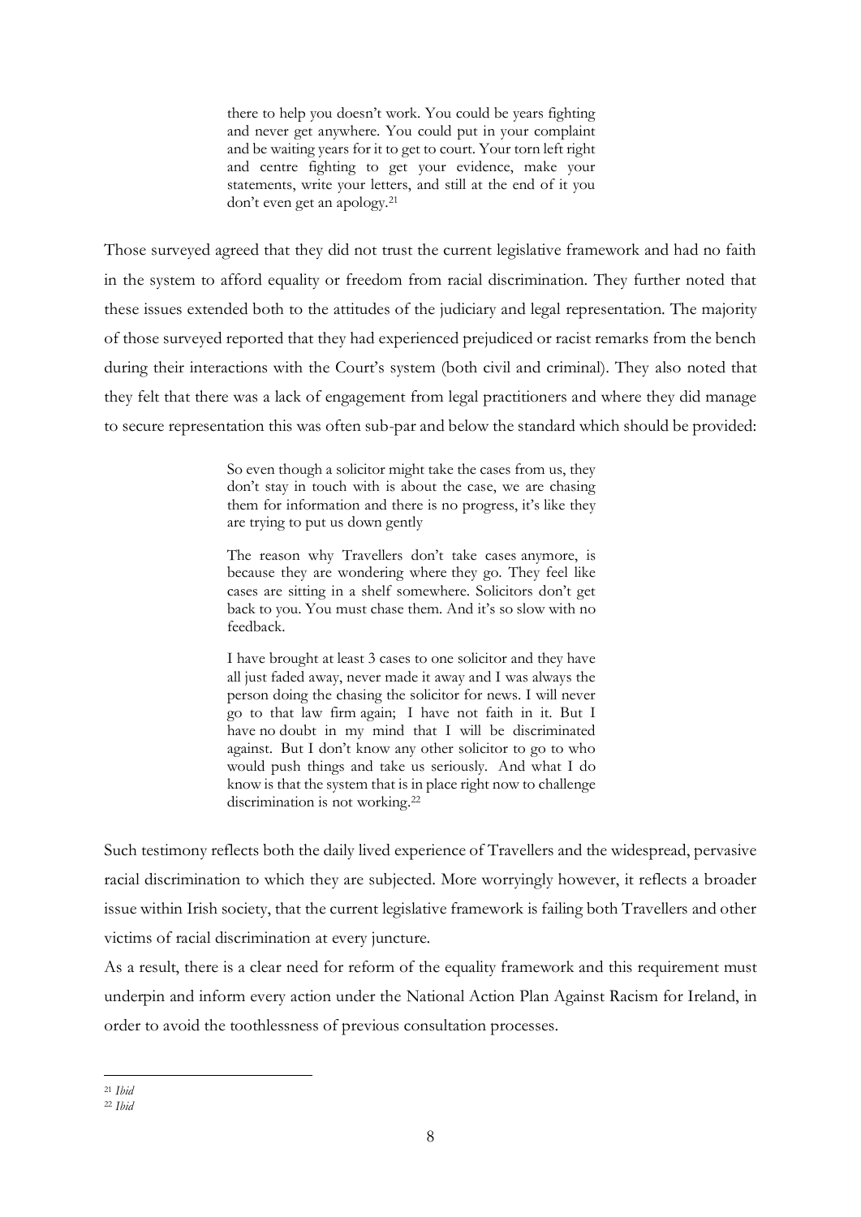> there to help you doesn't work. You could be years fighting and never get anywhere. You could put in your complaint and be waiting years for it to get to court. Your torn left right and centre fighting to get your evidence, make your statements, write your letters, and still at the end of it you don't even get an apology.[21]

Those surveyed agreed that they did not trust the current legislative framework and had no faith in the system to afford equality or freedom from racial discrimination. They further noted that these issues extended both to the attitudes of the judiciary and legal representation. The majority of those surveyed reported that they had experienced prejudiced or racist remarks from the bench during their interactions with the Court's system (both civil and criminal). They also noted that they felt that there was a lack of engagement from legal practitioners and where they did manage to secure representation this was often sub-par and below the standard which should be provided:

> So even though a solicitor might take the cases from us, they don't stay in touch with is about the case, we are chasing them for information and there is no progress, it's like they are trying to put us down gently
>
> The reason why Travellers don't take cases anymore, is because they are wondering where they go. They feel like cases are sitting in a shelf somewhere. Solicitors don't get back to you. You must chase them. And it's so slow with no feedback.
>
> I have brought at least 3 cases to one solicitor and they have all just faded away, never made it away and I was always the person doing the chasing the solicitor for news. I will never go to that law firm again; I have not faith in it. But I have no doubt in my mind that I will be discriminated against. But I don't know any other solicitor to go to who would push things and take us seriously. And what I do know is that the system that is in place right now to challenge discrimination is not working.[22]

Such testimony reflects both the daily lived experience of Travellers and the widespread, pervasive racial discrimination to which they are subjected. More worryingly however, it reflects a broader issue within Irish society, that the current legislative framework is failing both Travellers and other victims of racial discrimination at every juncture.

As a result, there is a clear need for reform of the equality framework and this requirement must underpin and inform every action under the National Action Plan Against Racism for Ireland, in order to avoid the toothlessness of previous consultation processes.

---

[21] *Ibid*

[22] *Ibid*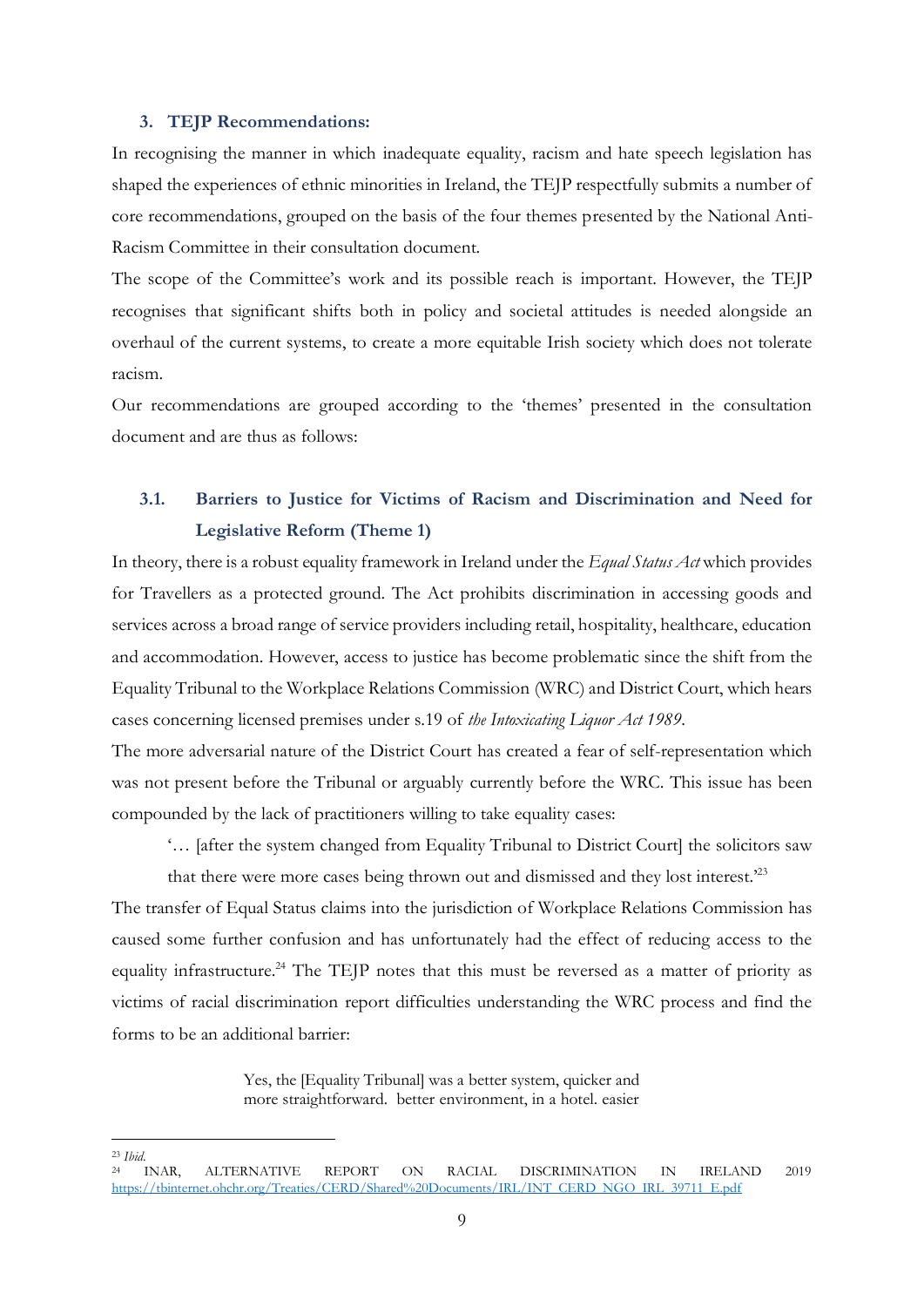### 3. TEJP Recommendations:

In recognising the manner in which inadequate equality, racism and hate speech legislation has shaped the experiences of ethnic minorities in Ireland, the TEJP respectfully submits a number of core recommendations, grouped on the basis of the four themes presented by the National Anti-Racism Committee in their consultation document.

The scope of the Committee's work and its possible reach is important. However, the TEJP recognises that significant shifts both in policy and societal attitudes is needed alongside an overhaul of the current systems, to create a more equitable Irish society which does not tolerate racism.

Our recommendations are grouped according to the 'themes' presented in the consultation document and are thus as follows:

#### 3.1. Barriers to Justice for Victims of Racism and Discrimination and Need for Legislative Reform (Theme 1)

In theory, there is a robust equality framework in Ireland under the *Equal Status Act* which provides for Travellers as a protected ground. The Act prohibits discrimination in accessing goods and services across a broad range of service providers including retail, hospitality, healthcare, education and accommodation. However, access to justice has become problematic since the shift from the Equality Tribunal to the Workplace Relations Commission (WRC) and District Court, which hears cases concerning licensed premises under s.19 of *the Intoxicating Liquor Act 1989*.

The more adversarial nature of the District Court has created a fear of self-representation which was not present before the Tribunal or arguably currently before the WRC. This issue has been compounded by the lack of practitioners willing to take equality cases:

> '… [after the system changed from Equality Tribunal to District Court] the solicitors saw that there were more cases being thrown out and dismissed and they lost interest.'[23]

The transfer of Equal Status claims into the jurisdiction of Workplace Relations Commission has caused some further confusion and has unfortunately had the effect of reducing access to the equality infrastructure.[24] The TEJP notes that this must be reversed as a matter of priority as victims of racial discrimination report difficulties understanding the WRC process and find the forms to be an additional barrier:

> Yes, the [Equality Tribunal] was a better system, quicker and more straightforward. better environment, in a hotel. easier

---

[23] *Ibid.*

[24] INAR, ALTERNATIVE REPORT ON RACIAL DISCRIMINATION IN IRELAND 2019 https://tbinternet.ohchr.org/Treaties/CERD/Shared%20Documents/IRL/INT_CERD_NGO_IRL_39711_E.pdf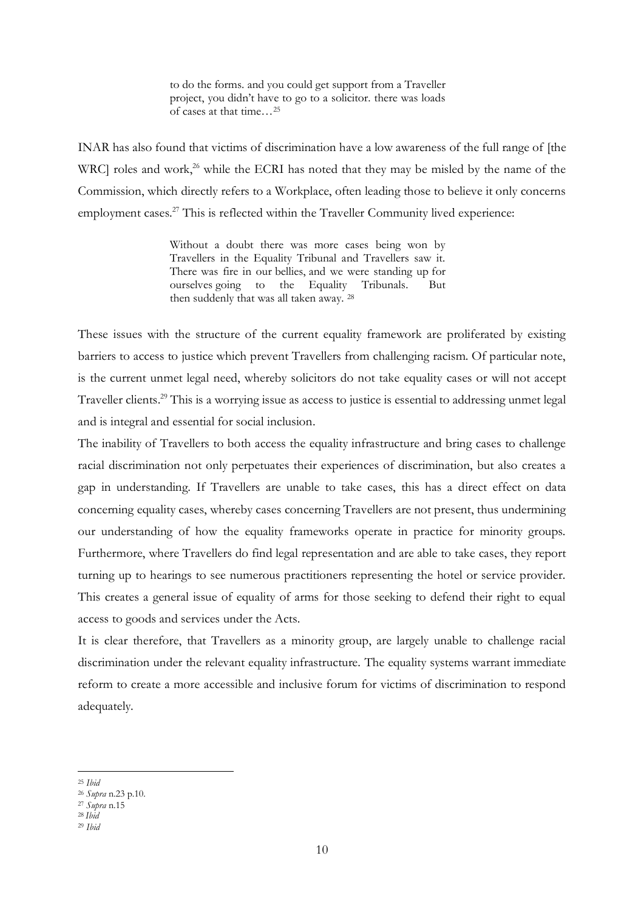> to do the forms. and you could get support from a Traveller project, you didn't have to go to a solicitor. there was loads of cases at that time…[25]

INAR has also found that victims of discrimination have a low awareness of the full range of [the WRC] roles and work,[26] while the ECRI has noted that they may be misled by the name of the Commission, which directly refers to a Workplace, often leading those to believe it only concerns employment cases.[27] This is reflected within the Traveller Community lived experience:

> Without a doubt there was more cases being won by Travellers in the Equality Tribunal and Travellers saw it. There was fire in our bellies, and we were standing up for ourselves going to the Equality Tribunals. But then suddenly that was all taken away. [28]

These issues with the structure of the current equality framework are proliferated by existing barriers to access to justice which prevent Travellers from challenging racism. Of particular note, is the current unmet legal need, whereby solicitors do not take equality cases or will not accept Traveller clients.[29] This is a worrying issue as access to justice is essential to addressing unmet legal and is integral and essential for social inclusion.

The inability of Travellers to both access the equality infrastructure and bring cases to challenge racial discrimination not only perpetuates their experiences of discrimination, but also creates a gap in understanding. If Travellers are unable to take cases, this has a direct effect on data concerning equality cases, whereby cases concerning Travellers are not present, thus undermining our understanding of how the equality frameworks operate in practice for minority groups. Furthermore, where Travellers do find legal representation and are able to take cases, they report turning up to hearings to see numerous practitioners representing the hotel or service provider. This creates a general issue of equality of arms for those seeking to defend their right to equal access to goods and services under the Acts.

It is clear therefore, that Travellers as a minority group, are largely unable to challenge racial discrimination under the relevant equality infrastructure. The equality systems warrant immediate reform to create a more accessible and inclusive forum for victims of discrimination to respond adequately.

---

[25] *Ibid*
[26] *Supra* n.23 p.10.
[27] *Supra* n.15
[28] *Ibid*
[29] *Ibid*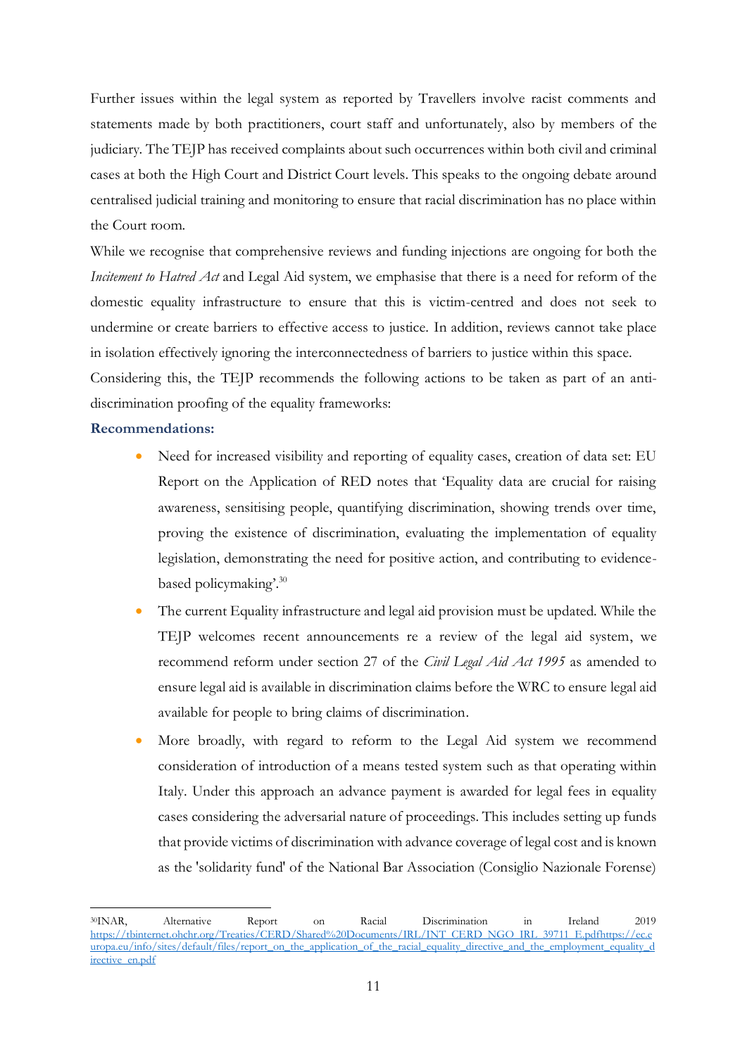Further issues within the legal system as reported by Travellers involve racist comments and statements made by both practitioners, court staff and unfortunately, also by members of the judiciary. The TEJP has received complaints about such occurrences within both civil and criminal cases at both the High Court and District Court levels. This speaks to the ongoing debate around centralised judicial training and monitoring to ensure that racial discrimination has no place within the Court room.

While we recognise that comprehensive reviews and funding injections are ongoing for both the *Incitement to Hatred Act* and Legal Aid system, we emphasise that there is a need for reform of the domestic equality infrastructure to ensure that this is victim-centred and does not seek to undermine or create barriers to effective access to justice. In addition, reviews cannot take place in isolation effectively ignoring the interconnectedness of barriers to justice within this space.

Considering this, the TEJP recommends the following actions to be taken as part of an anti-discrimination proofing of the equality frameworks:

**Recommendations:**

- Need for increased visibility and reporting of equality cases, creation of data set: EU Report on the Application of RED notes that 'Equality data are crucial for raising awareness, sensitising people, quantifying discrimination, showing trends over time, proving the existence of discrimination, evaluating the implementation of equality legislation, demonstrating the need for positive action, and contributing to evidence-based policymaking'.[30]
- The current Equality infrastructure and legal aid provision must be updated. While the TEJP welcomes recent announcements re a review of the legal aid system, we recommend reform under section 27 of the *Civil Legal Aid Act 1995* as amended to ensure legal aid is available in discrimination claims before the WRC to ensure legal aid available for people to bring claims of discrimination.
- More broadly, with regard to reform to the Legal Aid system we recommend consideration of introduction of a means tested system such as that operating within Italy. Under this approach an advance payment is awarded for legal fees in equality cases considering the adversarial nature of proceedings. This includes setting up funds that provide victims of discrimination with advance coverage of legal cost and is known as the 'solidarity fund' of the National Bar Association (Consiglio Nazionale Forense)

---

[30] INAR, Alternative Report on Racial Discrimination in Ireland 2019 https://tbinternet.ohchr.org/Treaties/CERD/Shared%20Documents/IRL/INT_CERD_NGO_IRL_39711_E.pdfhttps://ec.europa.eu/info/sites/default/files/report_on_the_application_of_the_racial_equality_directive_and_the_employment_equality_directive_en.pdf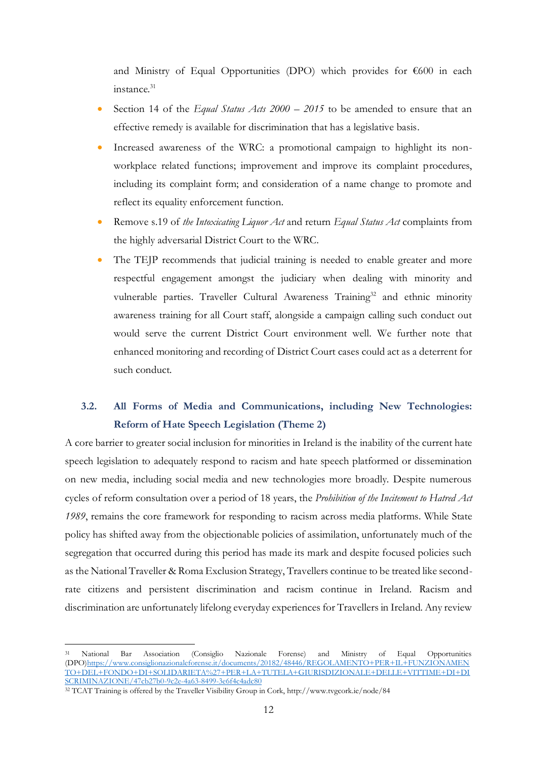and Ministry of Equal Opportunities (DPO) which provides for €600 in each instance.[31]

- Section 14 of the *Equal Status Acts 2000 – 2015* to be amended to ensure that an effective remedy is available for discrimination that has a legislative basis.
- Increased awareness of the WRC: a promotional campaign to highlight its non-workplace related functions; improvement and improve its complaint procedures, including its complaint form; and consideration of a name change to promote and reflect its equality enforcement function.
- Remove s.19 of *the Intoxicating Liquor Act* and return *Equal Status Act* complaints from the highly adversarial District Court to the WRC.
- The TEJP recommends that judicial training is needed to enable greater and more respectful engagement amongst the judiciary when dealing with minority and vulnerable parties. Traveller Cultural Awareness Training[32] and ethnic minority awareness training for all Court staff, alongside a campaign calling such conduct out would serve the current District Court environment well. We further note that enhanced monitoring and recording of District Court cases could act as a deterrent for such conduct.

### 3.2. All Forms of Media and Communications, including New Technologies: Reform of Hate Speech Legislation (Theme 2)

A core barrier to greater social inclusion for minorities in Ireland is the inability of the current hate speech legislation to adequately respond to racism and hate speech platformed or dissemination on new media, including social media and new technologies more broadly. Despite numerous cycles of reform consultation over a period of 18 years, the *Prohibition of the Incitement to Hatred Act 1989*, remains the core framework for responding to racism across media platforms. While State policy has shifted away from the objectionable policies of assimilation, unfortunately much of the segregation that occurred during this period has made its mark and despite focused policies such as the National Traveller & Roma Exclusion Strategy, Travellers continue to be treated like second-rate citizens and persistent discrimination and racism continue in Ireland. Racism and discrimination are unfortunately lifelong everyday experiences for Travellers in Ireland. Any review

---

[31] National Bar Association (Consiglio Nazionale Forense) and Ministry of Equal Opportunities (DPO)https://www.consiglionazionaleforense.it/documents/20182/48446/REGOLAMENTO+PER+IL+FUNZIONAMENTO+DEL+FONDO+DI+SOLIDARIETA%27+PER+LA+TUTELA+GIURISDIZIONALE+DELLE+VITTIME+DI+DISCRIMINAZIONE/47cb27b0-9c2e-4a63-8499-3e6f4c4adc80

[32] TCAT Training is offered by the Traveller Visibility Group in Cork, http://www.tvgcork.ie/node/84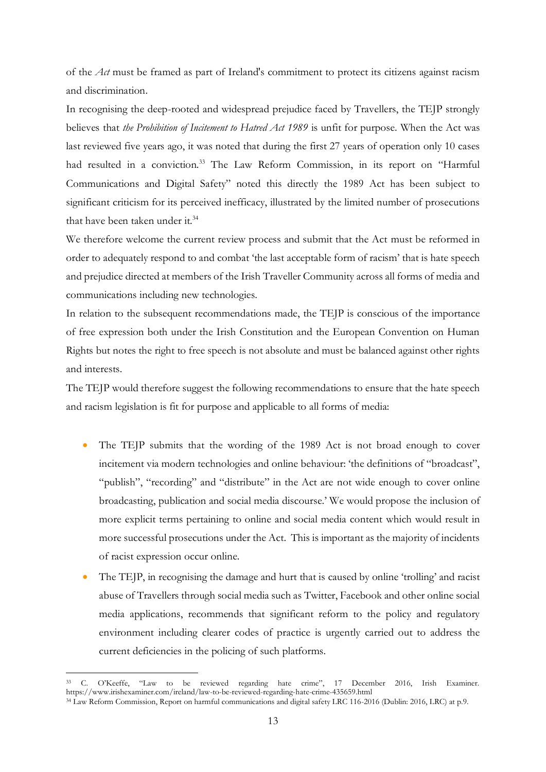of the *Act* must be framed as part of Ireland's commitment to protect its citizens against racism and discrimination.

In recognising the deep-rooted and widespread prejudice faced by Travellers, the TEJP strongly believes that *the Prohibition of Incitement to Hatred Act 1989* is unfit for purpose. When the Act was last reviewed five years ago, it was noted that during the first 27 years of operation only 10 cases had resulted in a conviction.[33] The Law Reform Commission, in its report on "Harmful Communications and Digital Safety" noted this directly the 1989 Act has been subject to significant criticism for its perceived inefficacy, illustrated by the limited number of prosecutions that have been taken under it.[34]

We therefore welcome the current review process and submit that the Act must be reformed in order to adequately respond to and combat 'the last acceptable form of racism' that is hate speech and prejudice directed at members of the Irish Traveller Community across all forms of media and communications including new technologies.

In relation to the subsequent recommendations made, the TEJP is conscious of the importance of free expression both under the Irish Constitution and the European Convention on Human Rights but notes the right to free speech is not absolute and must be balanced against other rights and interests.

The TEJP would therefore suggest the following recommendations to ensure that the hate speech and racism legislation is fit for purpose and applicable to all forms of media:

- The TEJP submits that the wording of the 1989 Act is not broad enough to cover incitement via modern technologies and online behaviour: 'the definitions of "broadcast", "publish", "recording" and "distribute" in the Act are not wide enough to cover online broadcasting, publication and social media discourse.' We would propose the inclusion of more explicit terms pertaining to online and social media content which would result in more successful prosecutions under the Act. This is important as the majority of incidents of racist expression occur online.
- The TEJP, in recognising the damage and hurt that is caused by online 'trolling' and racist abuse of Travellers through social media such as Twitter, Facebook and other online social media applications, recommends that significant reform to the policy and regulatory environment including clearer codes of practice is urgently carried out to address the current deficiencies in the policing of such platforms.

---

[33] C. O'Keeffe, "Law to be reviewed regarding hate crime", 17 December 2016, Irish Examiner. https://www.irishexaminer.com/ireland/law-to-be-reviewed-regarding-hate-crime-435659.html

[34] Law Reform Commission, Report on harmful communications and digital safety LRC 116-2016 (Dublin: 2016, LRC) at p.9.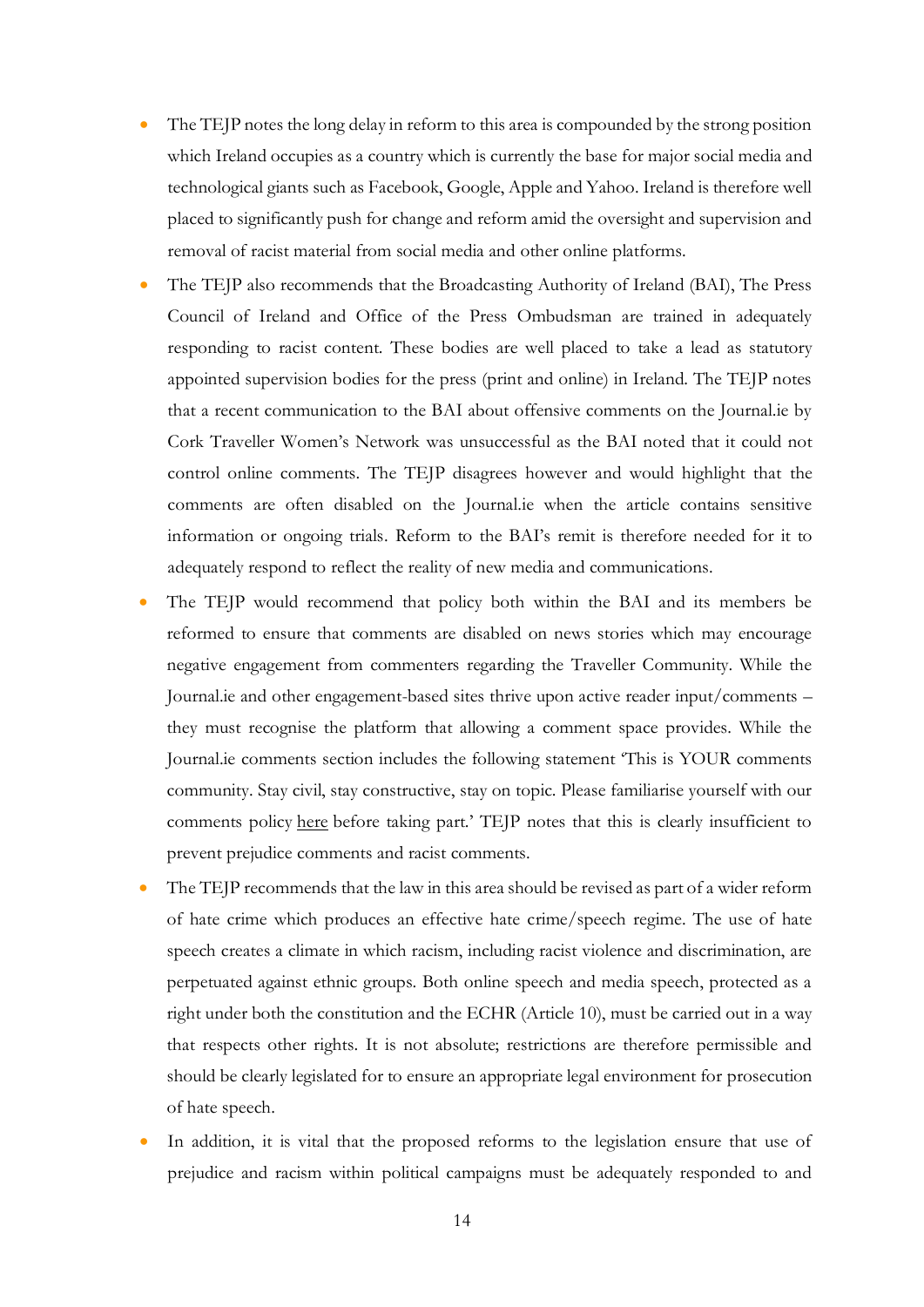- The TEJP notes the long delay in reform to this area is compounded by the strong position which Ireland occupies as a country which is currently the base for major social media and technological giants such as Facebook, Google, Apple and Yahoo. Ireland is therefore well placed to significantly push for change and reform amid the oversight and supervision and removal of racist material from social media and other online platforms.
- The TEJP also recommends that the Broadcasting Authority of Ireland (BAI), The Press Council of Ireland and Office of the Press Ombudsman are trained in adequately responding to racist content. These bodies are well placed to take a lead as statutory appointed supervision bodies for the press (print and online) in Ireland. The TEJP notes that a recent communication to the BAI about offensive comments on the Journal.ie by Cork Traveller Women's Network was unsuccessful as the BAI noted that it could not control online comments. The TEJP disagrees however and would highlight that the comments are often disabled on the Journal.ie when the article contains sensitive information or ongoing trials. Reform to the BAI's remit is therefore needed for it to adequately respond to reflect the reality of new media and communications.
- The TEJP would recommend that policy both within the BAI and its members be reformed to ensure that comments are disabled on news stories which may encourage negative engagement from commenters regarding the Traveller Community. While the Journal.ie and other engagement-based sites thrive upon active reader input/comments – they must recognise the platform that allowing a comment space provides. While the Journal.ie comments section includes the following statement 'This is YOUR comments community. Stay civil, stay constructive, stay on topic. Please familiarise yourself with our comments policy here before taking part.' TEJP notes that this is clearly insufficient to prevent prejudice comments and racist comments.
- The TEJP recommends that the law in this area should be revised as part of a wider reform of hate crime which produces an effective hate crime/speech regime. The use of hate speech creates a climate in which racism, including racist violence and discrimination, are perpetuated against ethnic groups. Both online speech and media speech, protected as a right under both the constitution and the ECHR (Article 10), must be carried out in a way that respects other rights. It is not absolute; restrictions are therefore permissible and should be clearly legislated for to ensure an appropriate legal environment for prosecution of hate speech.
- In addition, it is vital that the proposed reforms to the legislation ensure that use of prejudice and racism within political campaigns must be adequately responded to and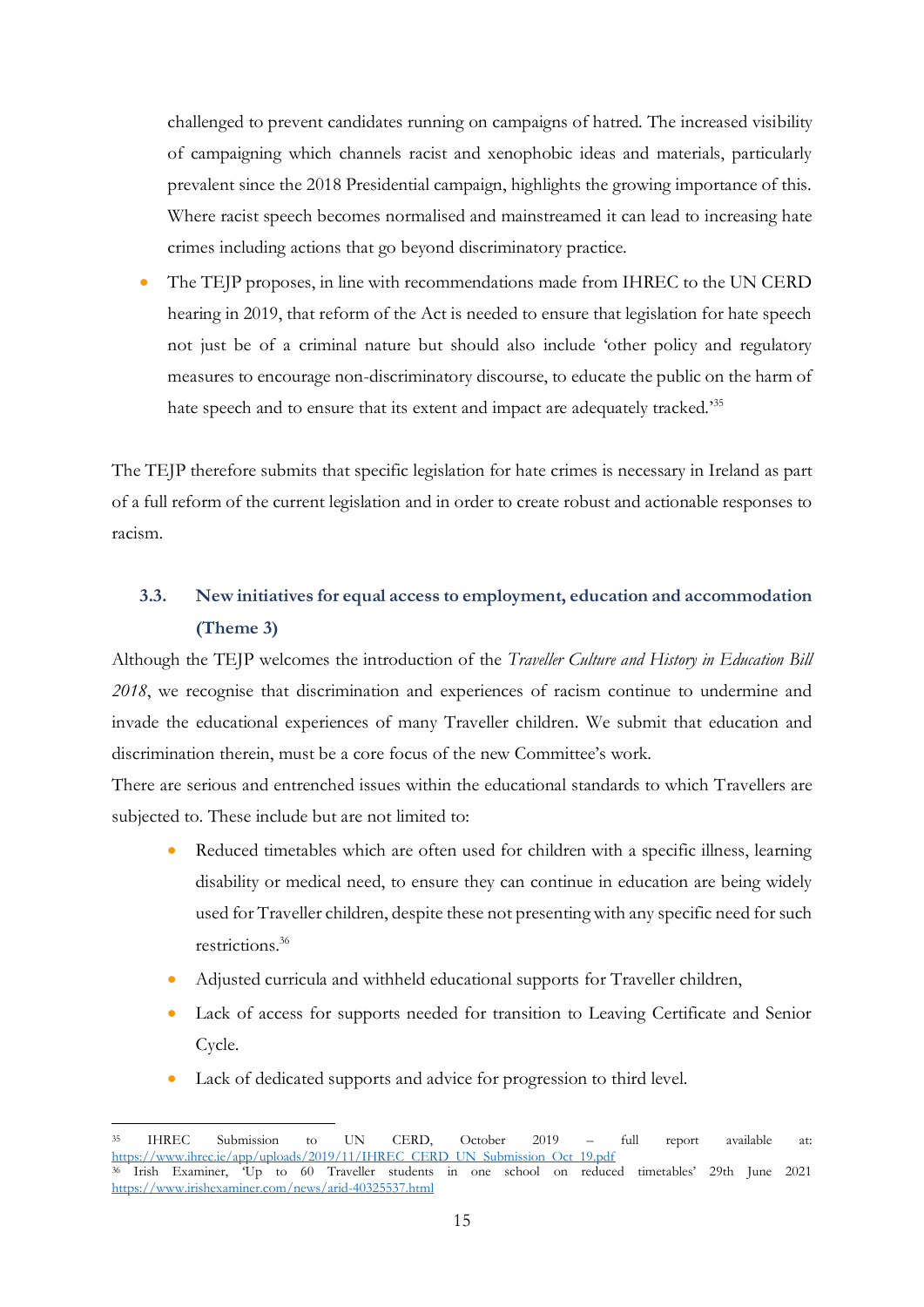challenged to prevent candidates running on campaigns of hatred. The increased visibility of campaigning which channels racist and xenophobic ideas and materials, particularly prevalent since the 2018 Presidential campaign, highlights the growing importance of this. Where racist speech becomes normalised and mainstreamed it can lead to increasing hate crimes including actions that go beyond discriminatory practice.

- The TEJP proposes, in line with recommendations made from IHREC to the UN CERD hearing in 2019, that reform of the Act is needed to ensure that legislation for hate speech not just be of a criminal nature but should also include 'other policy and regulatory measures to encourage non-discriminatory discourse, to educate the public on the harm of hate speech and to ensure that its extent and impact are adequately tracked.'[35]

The TEJP therefore submits that specific legislation for hate crimes is necessary in Ireland as part of a full reform of the current legislation and in order to create robust and actionable responses to racism.

### 3.3. New initiatives for equal access to employment, education and accommodation (Theme 3)

Although the TEJP welcomes the introduction of the *Traveller Culture and History in Education Bill 2018*, we recognise that discrimination and experiences of racism continue to undermine and invade the educational experiences of many Traveller children. We submit that education and discrimination therein, must be a core focus of the new Committee's work.

There are serious and entrenched issues within the educational standards to which Travellers are subjected to. These include but are not limited to:

- Reduced timetables which are often used for children with a specific illness, learning disability or medical need, to ensure they can continue in education are being widely used for Traveller children, despite these not presenting with any specific need for such restrictions.[36]
- Adjusted curricula and withheld educational supports for Traveller children,
- Lack of access for supports needed for transition to Leaving Certificate and Senior Cycle.
- Lack of dedicated supports and advice for progression to third level.

---

[35] IHREC Submission to UN CERD, October 2019 – full report available at: https://www.ihrec.ie/app/uploads/2019/11/IHREC_CERD_UN_Submission_Oct_19.pdf

[36] Irish Examiner, 'Up to 60 Traveller students in one school on reduced timetables' 29th June 2021 https://www.irishexaminer.com/news/arid-40325537.html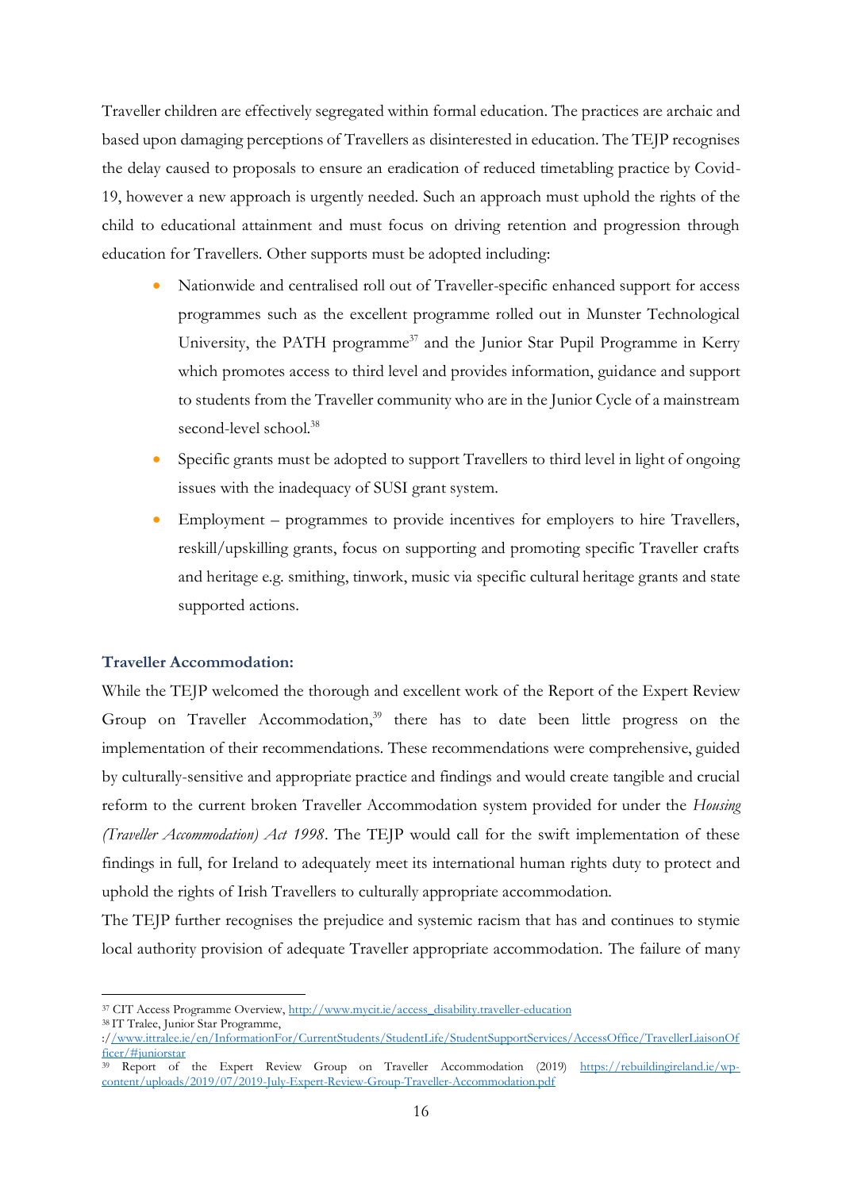Traveller children are effectively segregated within formal education. The practices are archaic and based upon damaging perceptions of Travellers as disinterested in education. The TEJP recognises the delay caused to proposals to ensure an eradication of reduced timetabling practice by Covid-19, however a new approach is urgently needed. Such an approach must uphold the rights of the child to educational attainment and must focus on driving retention and progression through education for Travellers. Other supports must be adopted including:

- Nationwide and centralised roll out of Traveller-specific enhanced support for access programmes such as the excellent programme rolled out in Munster Technological University, the PATH programme[37] and the Junior Star Pupil Programme in Kerry which promotes access to third level and provides information, guidance and support to students from the Traveller community who are in the Junior Cycle of a mainstream second-level school.[38]
- Specific grants must be adopted to support Travellers to third level in light of ongoing issues with the inadequacy of SUSI grant system.
- Employment – programmes to provide incentives for employers to hire Travellers, reskill/upskilling grants, focus on supporting and promoting specific Traveller crafts and heritage e.g. smithing, tinwork, music via specific cultural heritage grants and state supported actions.

### Traveller Accommodation:

While the TEJP welcomed the thorough and excellent work of the Report of the Expert Review Group on Traveller Accommodation,[39] there has to date been little progress on the implementation of their recommendations. These recommendations were comprehensive, guided by culturally-sensitive and appropriate practice and findings and would create tangible and crucial reform to the current broken Traveller Accommodation system provided for under the *Housing (Traveller Accommodation) Act 1998*. The TEJP would call for the swift implementation of these findings in full, for Ireland to adequately meet its international human rights duty to protect and uphold the rights of Irish Travellers to culturally appropriate accommodation.

The TEJP further recognises the prejudice and systemic racism that has and continues to stymie local authority provision of adequate Traveller appropriate accommodation. The failure of many

---

[37] CIT Access Programme Overview, http://www.mycit.ie/access_disability.traveller-education

[38] IT Tralee, Junior Star Programme, ://www.ittralee.ie/en/InformationFor/CurrentStudents/StudentLife/StudentSupportServices/AccessOffice/TravellerLiaisonOfficer/#juniorstar

[39] Report of the Expert Review Group on Traveller Accommodation (2019) https://rebuildingireland.ie/wp-content/uploads/2019/07/2019-July-Expert-Review-Group-Traveller-Accommodation.pdf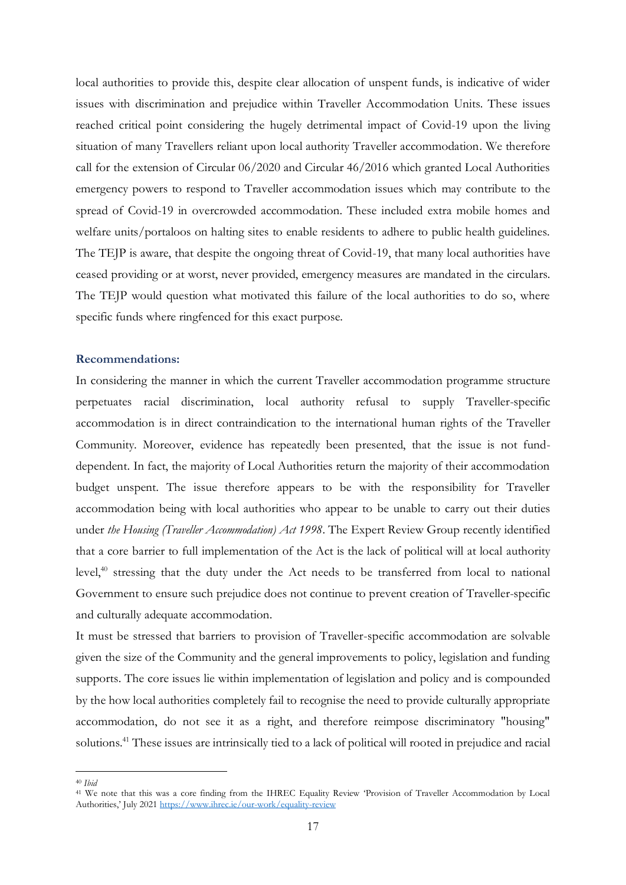local authorities to provide this, despite clear allocation of unspent funds, is indicative of wider issues with discrimination and prejudice within Traveller Accommodation Units. These issues reached critical point considering the hugely detrimental impact of Covid-19 upon the living situation of many Travellers reliant upon local authority Traveller accommodation. We therefore call for the extension of Circular 06/2020 and Circular 46/2016 which granted Local Authorities emergency powers to respond to Traveller accommodation issues which may contribute to the spread of Covid-19 in overcrowded accommodation. These included extra mobile homes and welfare units/portaloos on halting sites to enable residents to adhere to public health guidelines. The TEJP is aware, that despite the ongoing threat of Covid-19, that many local authorities have ceased providing or at worst, never provided, emergency measures are mandated in the circulars. The TEJP would question what motivated this failure of the local authorities to do so, where specific funds where ringfenced for this exact purpose.

### Recommendations:

In considering the manner in which the current Traveller accommodation programme structure perpetuates racial discrimination, local authority refusal to supply Traveller-specific accommodation is in direct contraindication to the international human rights of the Traveller Community. Moreover, evidence has repeatedly been presented, that the issue is not fund-dependent. In fact, the majority of Local Authorities return the majority of their accommodation budget unspent. The issue therefore appears to be with the responsibility for Traveller accommodation being with local authorities who appear to be unable to carry out their duties under *the Housing (Traveller Accommodation) Act 1998*. The Expert Review Group recently identified that a core barrier to full implementation of the Act is the lack of political will at local authority level,[40] stressing that the duty under the Act needs to be transferred from local to national Government to ensure such prejudice does not continue to prevent creation of Traveller-specific and culturally adequate accommodation.

It must be stressed that barriers to provision of Traveller-specific accommodation are solvable given the size of the Community and the general improvements to policy, legislation and funding supports. The core issues lie within implementation of legislation and policy and is compounded by the how local authorities completely fail to recognise the need to provide culturally appropriate accommodation, do not see it as a right, and therefore reimpose discriminatory "housing" solutions.[41] These issues are intrinsically tied to a lack of political will rooted in prejudice and racial

---

[40] *Ibid*

[41] We note that this was a core finding from the IHREC Equality Review 'Provision of Traveller Accommodation by Local Authorities,' July 2021 https://www.ihrec.ie/our-work/equality-review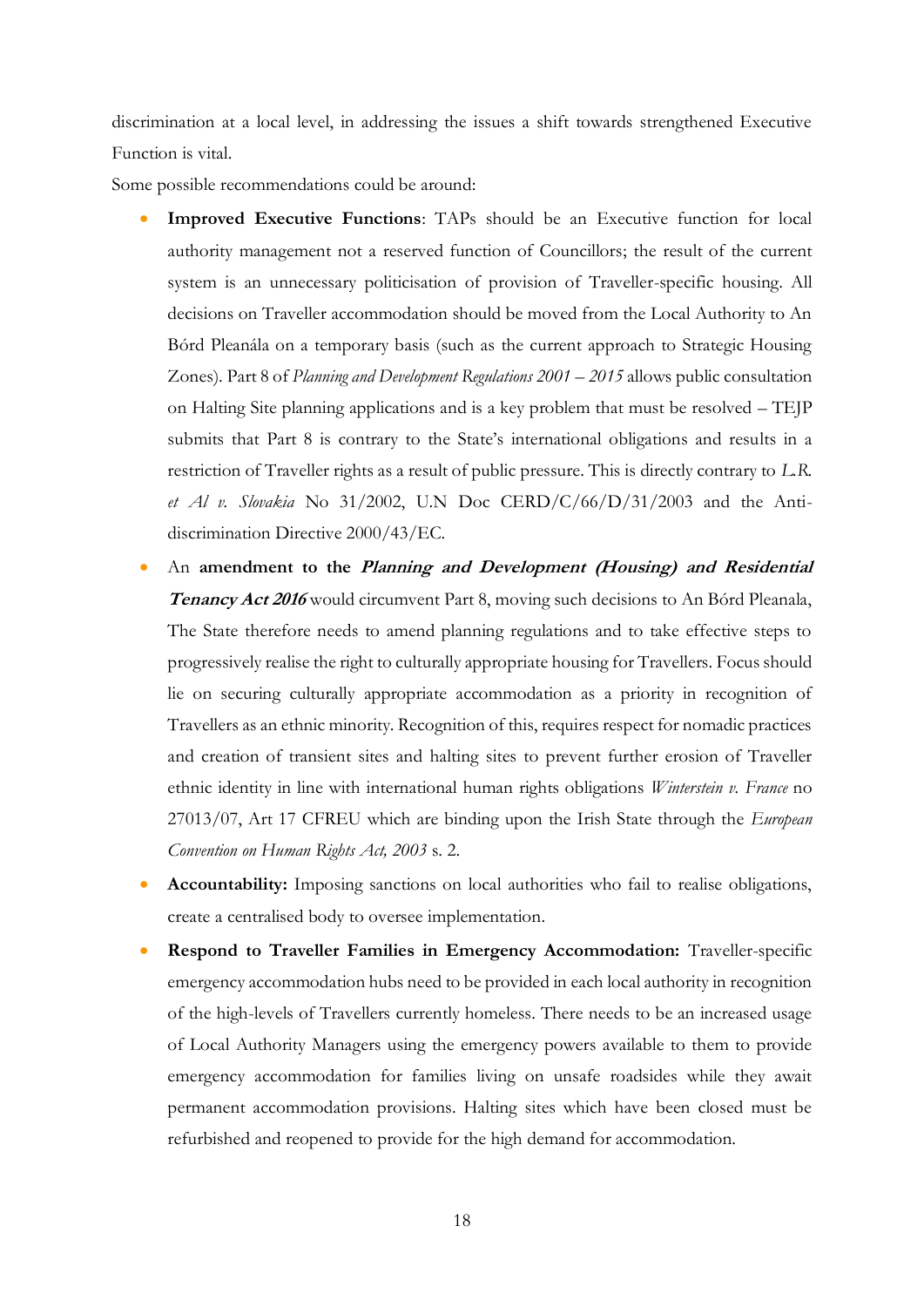discrimination at a local level, in addressing the issues a shift towards strengthened Executive Function is vital.

Some possible recommendations could be around:

- **Improved Executive Functions**: TAPs should be an Executive function for local authority management not a reserved function of Councillors; the result of the current system is an unnecessary politicisation of provision of Traveller-specific housing. All decisions on Traveller accommodation should be moved from the Local Authority to An Bórd Pleanála on a temporary basis (such as the current approach to Strategic Housing Zones). Part 8 of *Planning and Development Regulations 2001 – 2015* allows public consultation on Halting Site planning applications and is a key problem that must be resolved – TEJP submits that Part 8 is contrary to the State's international obligations and results in a restriction of Traveller rights as a result of public pressure. This is directly contrary to *L.R. et Al v. Slovakia* No 31/2002, U.N Doc CERD/C/66/D/31/2003 and the Anti-discrimination Directive 2000/43/EC.
- An **amendment to the *Planning and Development (Housing) and Residential Tenancy Act 2016*** would circumvent Part 8, moving such decisions to An Bórd Pleanala, The State therefore needs to amend planning regulations and to take effective steps to progressively realise the right to culturally appropriate housing for Travellers. Focus should lie on securing culturally appropriate accommodation as a priority in recognition of Travellers as an ethnic minority. Recognition of this, requires respect for nomadic practices and creation of transient sites and halting sites to prevent further erosion of Traveller ethnic identity in line with international human rights obligations *Winterstein v. France* no 27013/07, Art 17 CFREU which are binding upon the Irish State through the *European Convention on Human Rights Act, 2003* s. 2.
- **Accountability:** Imposing sanctions on local authorities who fail to realise obligations, create a centralised body to oversee implementation.
- **Respond to Traveller Families in Emergency Accommodation:** Traveller-specific emergency accommodation hubs need to be provided in each local authority in recognition of the high-levels of Travellers currently homeless. There needs to be an increased usage of Local Authority Managers using the emergency powers available to them to provide emergency accommodation for families living on unsafe roadsides while they await permanent accommodation provisions. Halting sites which have been closed must be refurbished and reopened to provide for the high demand for accommodation.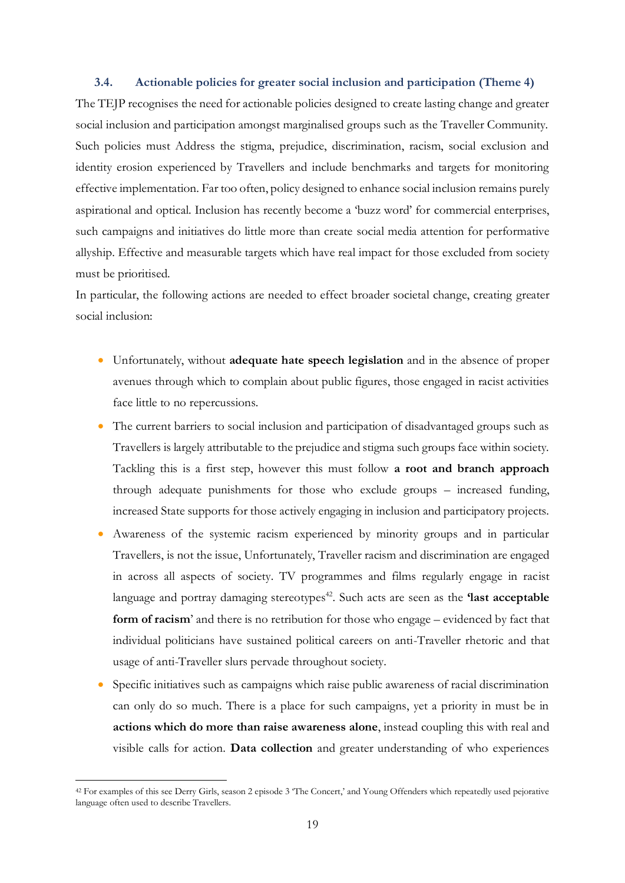### 3.4. Actionable policies for greater social inclusion and participation (Theme 4)

The TEJP recognises the need for actionable policies designed to create lasting change and greater social inclusion and participation amongst marginalised groups such as the Traveller Community. Such policies must Address the stigma, prejudice, discrimination, racism, social exclusion and identity erosion experienced by Travellers and include benchmarks and targets for monitoring effective implementation. Far too often, policy designed to enhance social inclusion remains purely aspirational and optical. Inclusion has recently become a 'buzz word' for commercial enterprises, such campaigns and initiatives do little more than create social media attention for performative allyship. Effective and measurable targets which have real impact for those excluded from society must be prioritised.

In particular, the following actions are needed to effect broader societal change, creating greater social inclusion:

- Unfortunately, without **adequate hate speech legislation** and in the absence of proper avenues through which to complain about public figures, those engaged in racist activities face little to no repercussions.
- The current barriers to social inclusion and participation of disadvantaged groups such as Travellers is largely attributable to the prejudice and stigma such groups face within society. Tackling this is a first step, however this must follow **a root and branch approach** through adequate punishments for those who exclude groups – increased funding, increased State supports for those actively engaging in inclusion and participatory projects.
- Awareness of the systemic racism experienced by minority groups and in particular Travellers, is not the issue, Unfortunately, Traveller racism and discrimination are engaged in across all aspects of society. TV programmes and films regularly engage in racist language and portray damaging stereotypes[42]. Such acts are seen as the **'last acceptable form of racism'** and there is no retribution for those who engage – evidenced by fact that individual politicians have sustained political careers on anti-Traveller rhetoric and that usage of anti-Traveller slurs pervade throughout society.
- Specific initiatives such as campaigns which raise public awareness of racial discrimination can only do so much. There is a place for such campaigns, yet a priority in must be in **actions which do more than raise awareness alone**, instead coupling this with real and visible calls for action. **Data collection** and greater understanding of who experiences

[42] For examples of this see Derry Girls, season 2 episode 3 'The Concert,' and Young Offenders which repeatedly used pejorative language often used to describe Travellers.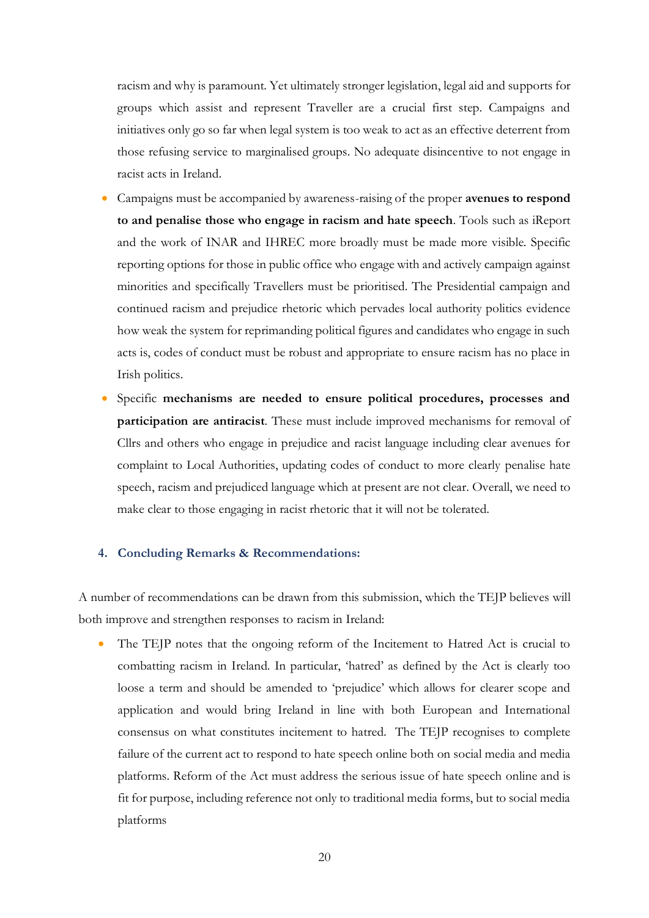racism and why is paramount. Yet ultimately stronger legislation, legal aid and supports for groups which assist and represent Traveller are a crucial first step. Campaigns and initiatives only go so far when legal system is too weak to act as an effective deterrent from those refusing service to marginalised groups. No adequate disincentive to not engage in racist acts in Ireland.

- Campaigns must be accompanied by awareness-raising of the proper **avenues to respond to and penalise those who engage in racism and hate speech**. Tools such as iReport and the work of INAR and IHREC more broadly must be made more visible. Specific reporting options for those in public office who engage with and actively campaign against minorities and specifically Travellers must be prioritised. The Presidential campaign and continued racism and prejudice rhetoric which pervades local authority politics evidence how weak the system for reprimanding political figures and candidates who engage in such acts is, codes of conduct must be robust and appropriate to ensure racism has no place in Irish politics.
- Specific **mechanisms are needed to ensure political procedures, processes and participation are antiracist**. These must include improved mechanisms for removal of Cllrs and others who engage in prejudice and racist language including clear avenues for complaint to Local Authorities, updating codes of conduct to more clearly penalise hate speech, racism and prejudiced language which at present are not clear. Overall, we need to make clear to those engaging in racist rhetoric that it will not be tolerated.

## 4. Concluding Remarks & Recommendations:

A number of recommendations can be drawn from this submission, which the TEJP believes will both improve and strengthen responses to racism in Ireland:

- The TEJP notes that the ongoing reform of the Incitement to Hatred Act is crucial to combatting racism in Ireland. In particular, 'hatred' as defined by the Act is clearly too loose a term and should be amended to 'prejudice' which allows for clearer scope and application and would bring Ireland in line with both European and International consensus on what constitutes incitement to hatred. The TEJP recognises to complete failure of the current act to respond to hate speech online both on social media and media platforms. Reform of the Act must address the serious issue of hate speech online and is fit for purpose, including reference not only to traditional media forms, but to social media platforms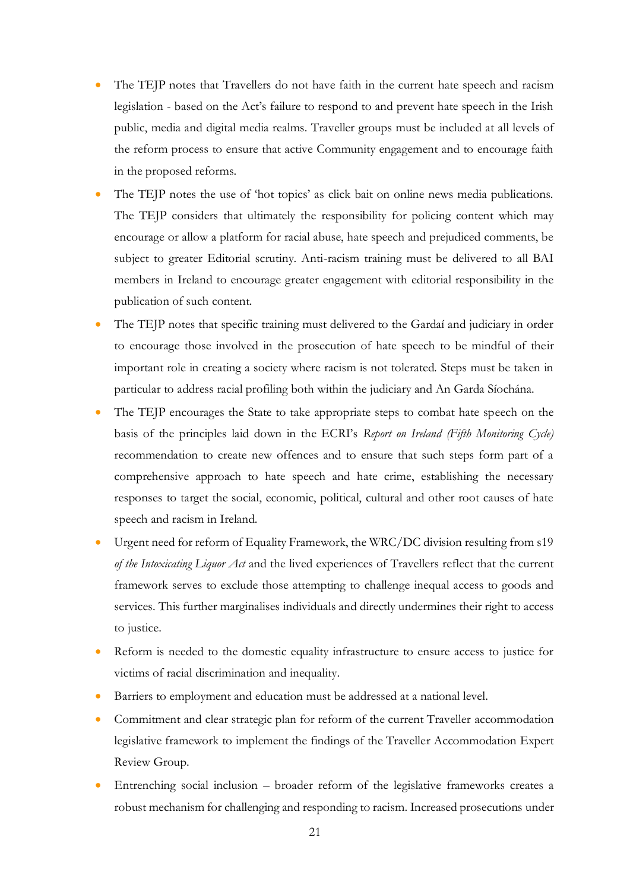- The TEJP notes that Travellers do not have faith in the current hate speech and racism legislation - based on the Act's failure to respond to and prevent hate speech in the Irish public, media and digital media realms. Traveller groups must be included at all levels of the reform process to ensure that active Community engagement and to encourage faith in the proposed reforms.
- The TEJP notes the use of 'hot topics' as click bait on online news media publications. The TEJP considers that ultimately the responsibility for policing content which may encourage or allow a platform for racial abuse, hate speech and prejudiced comments, be subject to greater Editorial scrutiny. Anti-racism training must be delivered to all BAI members in Ireland to encourage greater engagement with editorial responsibility in the publication of such content.
- The TEJP notes that specific training must delivered to the Gardaí and judiciary in order to encourage those involved in the prosecution of hate speech to be mindful of their important role in creating a society where racism is not tolerated. Steps must be taken in particular to address racial profiling both within the judiciary and An Garda Síochána.
- The TEJP encourages the State to take appropriate steps to combat hate speech on the basis of the principles laid down in the ECRI's *Report on Ireland (Fifth Monitoring Cycle)* recommendation to create new offences and to ensure that such steps form part of a comprehensive approach to hate speech and hate crime, establishing the necessary responses to target the social, economic, political, cultural and other root causes of hate speech and racism in Ireland.
- Urgent need for reform of Equality Framework, the WRC/DC division resulting from s19 *of the Intoxicating Liquor Act* and the lived experiences of Travellers reflect that the current framework serves to exclude those attempting to challenge inequal access to goods and services. This further marginalises individuals and directly undermines their right to access to justice.
- Reform is needed to the domestic equality infrastructure to ensure access to justice for victims of racial discrimination and inequality.
- Barriers to employment and education must be addressed at a national level.
- Commitment and clear strategic plan for reform of the current Traveller accommodation legislative framework to implement the findings of the Traveller Accommodation Expert Review Group.
- Entrenching social inclusion – broader reform of the legislative frameworks creates a robust mechanism for challenging and responding to racism. Increased prosecutions under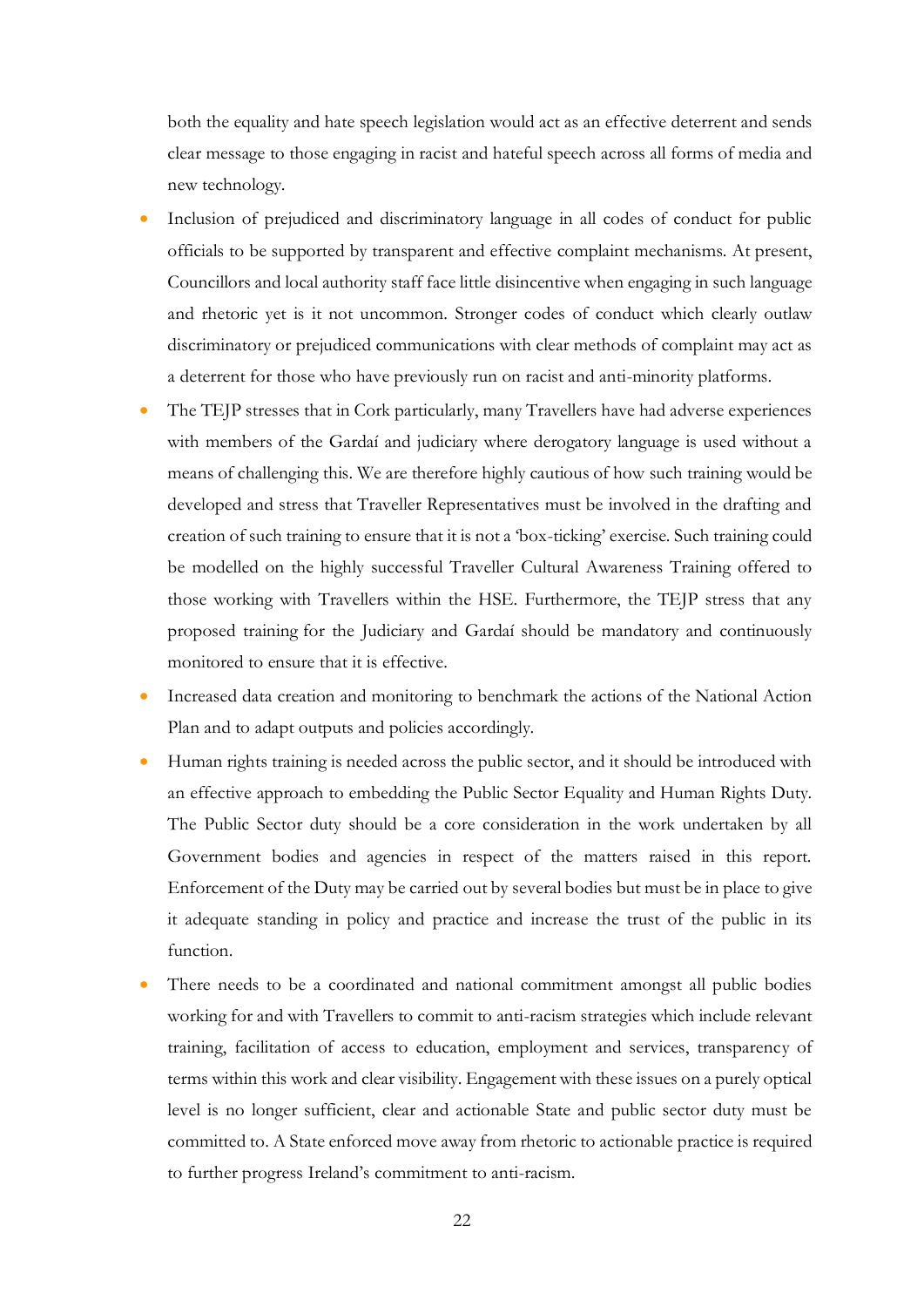both the equality and hate speech legislation would act as an effective deterrent and sends clear message to those engaging in racist and hateful speech across all forms of media and new technology.

- Inclusion of prejudiced and discriminatory language in all codes of conduct for public officials to be supported by transparent and effective complaint mechanisms. At present, Councillors and local authority staff face little disincentive when engaging in such language and rhetoric yet is it not uncommon. Stronger codes of conduct which clearly outlaw discriminatory or prejudiced communications with clear methods of complaint may act as a deterrent for those who have previously run on racist and anti-minority platforms.
- The TEJP stresses that in Cork particularly, many Travellers have had adverse experiences with members of the Gardaí and judiciary where derogatory language is used without a means of challenging this. We are therefore highly cautious of how such training would be developed and stress that Traveller Representatives must be involved in the drafting and creation of such training to ensure that it is not a 'box-ticking' exercise. Such training could be modelled on the highly successful Traveller Cultural Awareness Training offered to those working with Travellers within the HSE. Furthermore, the TEJP stress that any proposed training for the Judiciary and Gardaí should be mandatory and continuously monitored to ensure that it is effective.
- Increased data creation and monitoring to benchmark the actions of the National Action Plan and to adapt outputs and policies accordingly.
- Human rights training is needed across the public sector, and it should be introduced with an effective approach to embedding the Public Sector Equality and Human Rights Duty. The Public Sector duty should be a core consideration in the work undertaken by all Government bodies and agencies in respect of the matters raised in this report. Enforcement of the Duty may be carried out by several bodies but must be in place to give it adequate standing in policy and practice and increase the trust of the public in its function.
- There needs to be a coordinated and national commitment amongst all public bodies working for and with Travellers to commit to anti-racism strategies which include relevant training, facilitation of access to education, employment and services, transparency of terms within this work and clear visibility. Engagement with these issues on a purely optical level is no longer sufficient, clear and actionable State and public sector duty must be committed to. A State enforced move away from rhetoric to actionable practice is required to further progress Ireland's commitment to anti-racism.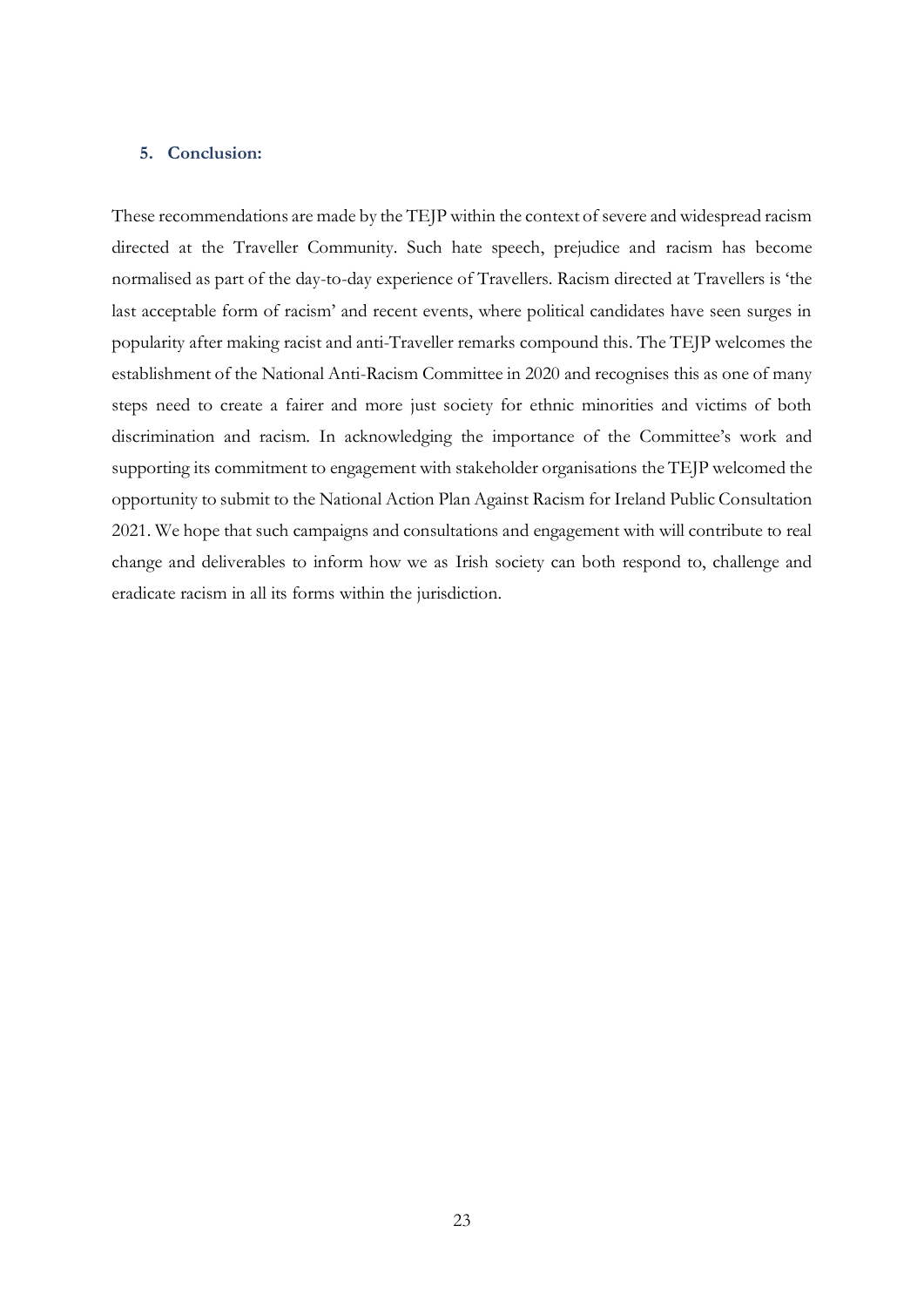## 5. Conclusion:

These recommendations are made by the TEJP within the context of severe and widespread racism directed at the Traveller Community. Such hate speech, prejudice and racism has become normalised as part of the day-to-day experience of Travellers. Racism directed at Travellers is 'the last acceptable form of racism' and recent events, where political candidates have seen surges in popularity after making racist and anti-Traveller remarks compound this. The TEJP welcomes the establishment of the National Anti-Racism Committee in 2020 and recognises this as one of many steps need to create a fairer and more just society for ethnic minorities and victims of both discrimination and racism. In acknowledging the importance of the Committee's work and supporting its commitment to engagement with stakeholder organisations the TEJP welcomed the opportunity to submit to the National Action Plan Against Racism for Ireland Public Consultation 2021. We hope that such campaigns and consultations and engagement with will contribute to real change and deliverables to inform how we as Irish society can both respond to, challenge and eradicate racism in all its forms within the jurisdiction.